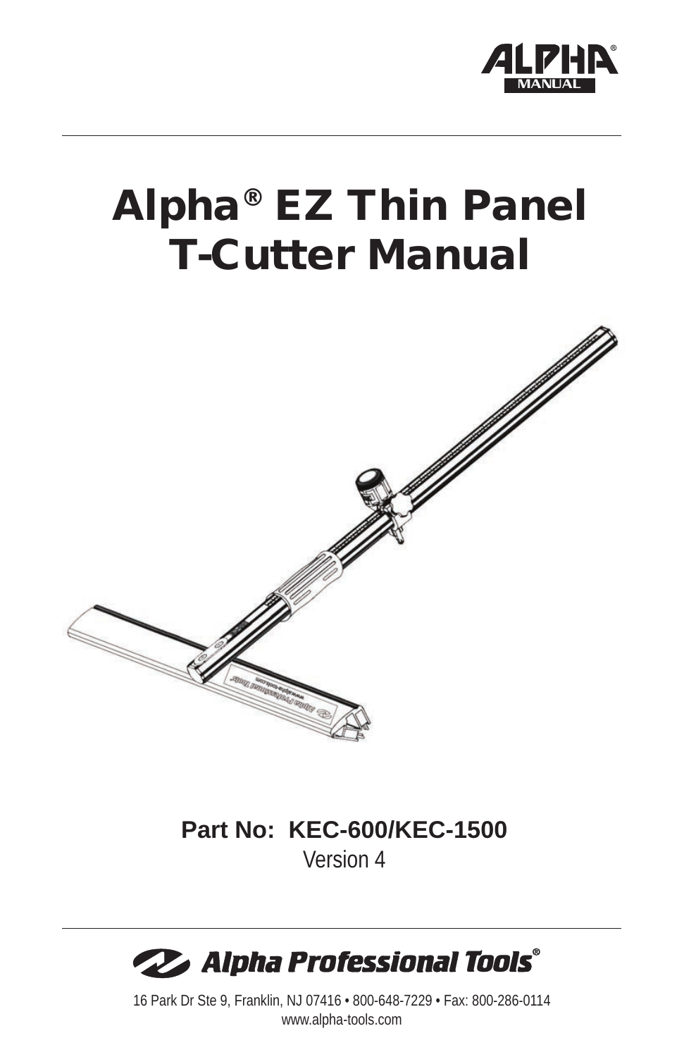ALPHA® MANUAL

# Alpha® EZ Thin Panel T-Cutter Manual

**Part No: KEC-600/KEC-1500**

Version 4

Alpha Professional Tools®

16 Park Dr Ste 9, Franklin, NJ 07416 • 800-648-7229 • Fax: 800-286-0114
www.alpha-tools.com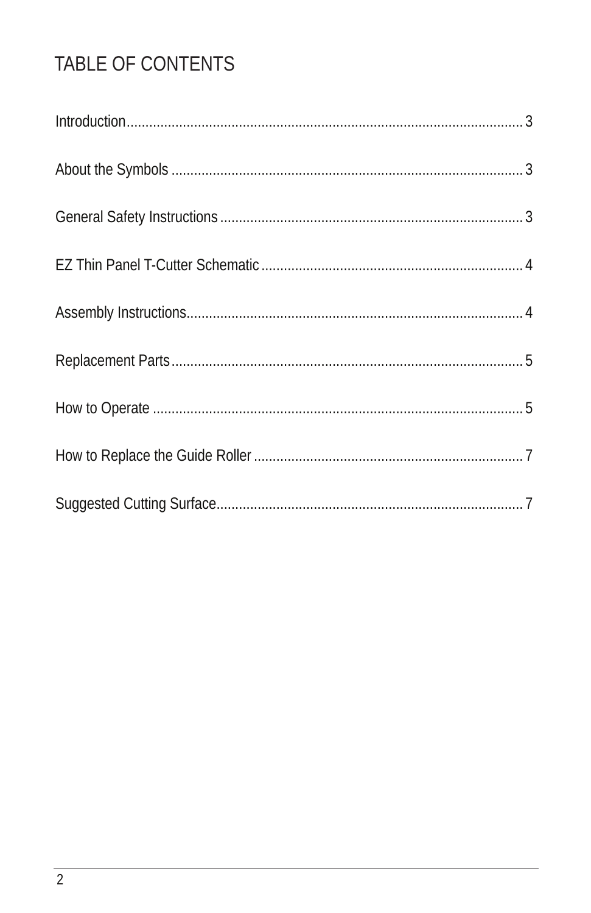# TABLE OF CONTENTS

Introduction........................................................................................................ 3

About the Symbols ............................................................................................ 3

General Safety Instructions ................................................................................ 3

EZ Thin Panel T-Cutter Schematic ..................................................................... 4

Assembly Instructions......................................................................................... 4

Replacement Parts............................................................................................. 5

How to Operate .................................................................................................. 5

How to Replace the Guide Roller ....................................................................... 7

Suggested Cutting Surface................................................................................. 7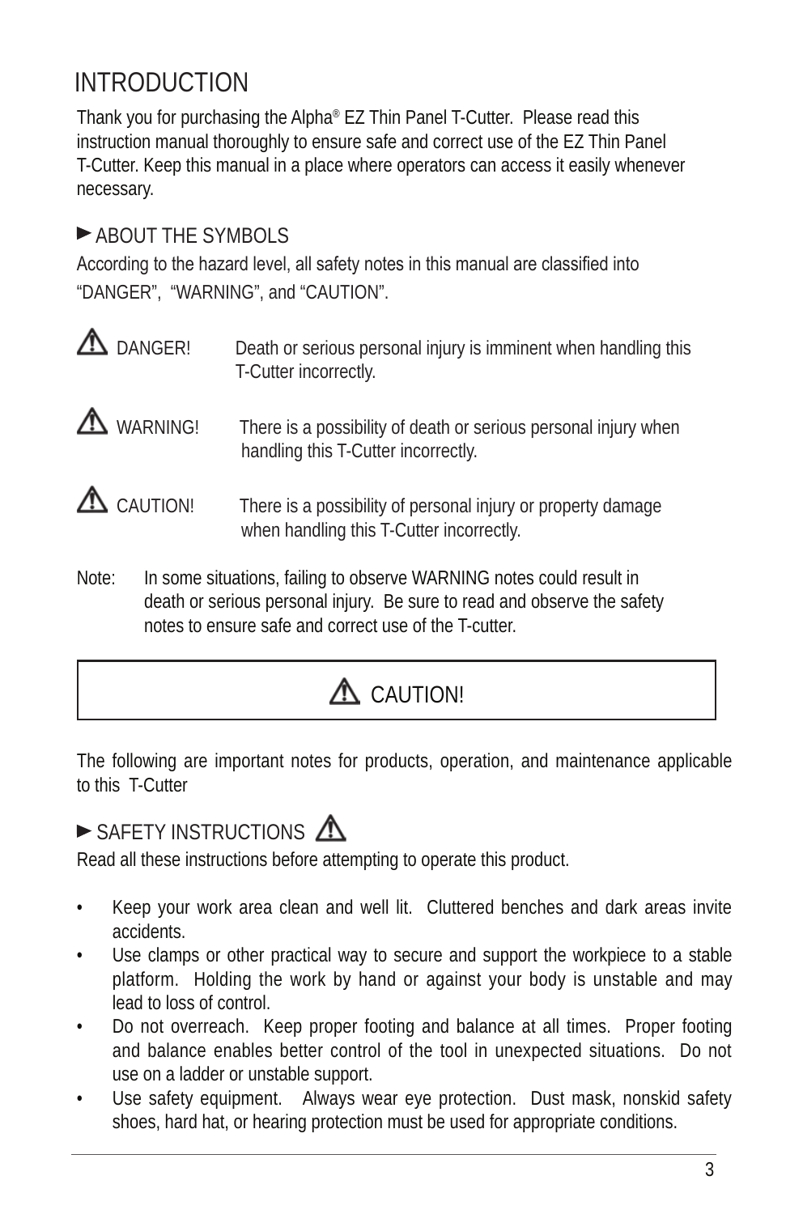# INTRODUCTION

Thank you for purchasing the Alpha® EZ Thin Panel T-Cutter. Please read this instruction manual thoroughly to ensure safe and correct use of the EZ Thin Panel T-Cutter. Keep this manual in a place where operators can access it easily whenever necessary.

## ► ABOUT THE SYMBOLS

According to the hazard level, all safety notes in this manual are classified into “DANGER”, “WARNING”, and “CAUTION”.

⚠ DANGER! Death or serious personal injury is imminent when handling this T-Cutter incorrectly.

⚠ WARNING! There is a possibility of death or serious personal injury when handling this T-Cutter incorrectly.

⚠ CAUTION! There is a possibility of personal injury or property damage when handling this T-Cutter incorrectly.

Note: In some situations, failing to observe WARNING notes could result in death or serious personal injury. Be sure to read and observe the safety notes to ensure safe and correct use of the T-cutter.

## ⚠ CAUTION!

The following are important notes for products, operation, and maintenance applicable to this T-Cutter

## ► SAFETY INSTRUCTIONS ⚠

Read all these instructions before attempting to operate this product.

- Keep your work area clean and well lit. Cluttered benches and dark areas invite accidents.
- Use clamps or other practical way to secure and support the workpiece to a stable platform. Holding the work by hand or against your body is unstable and may lead to loss of control.
- Do not overreach. Keep proper footing and balance at all times. Proper footing and balance enables better control of the tool in unexpected situations. Do not use on a ladder or unstable support.
- Use safety equipment. Always wear eye protection. Dust mask, nonskid safety shoes, hard hat, or hearing protection must be used for appropriate conditions.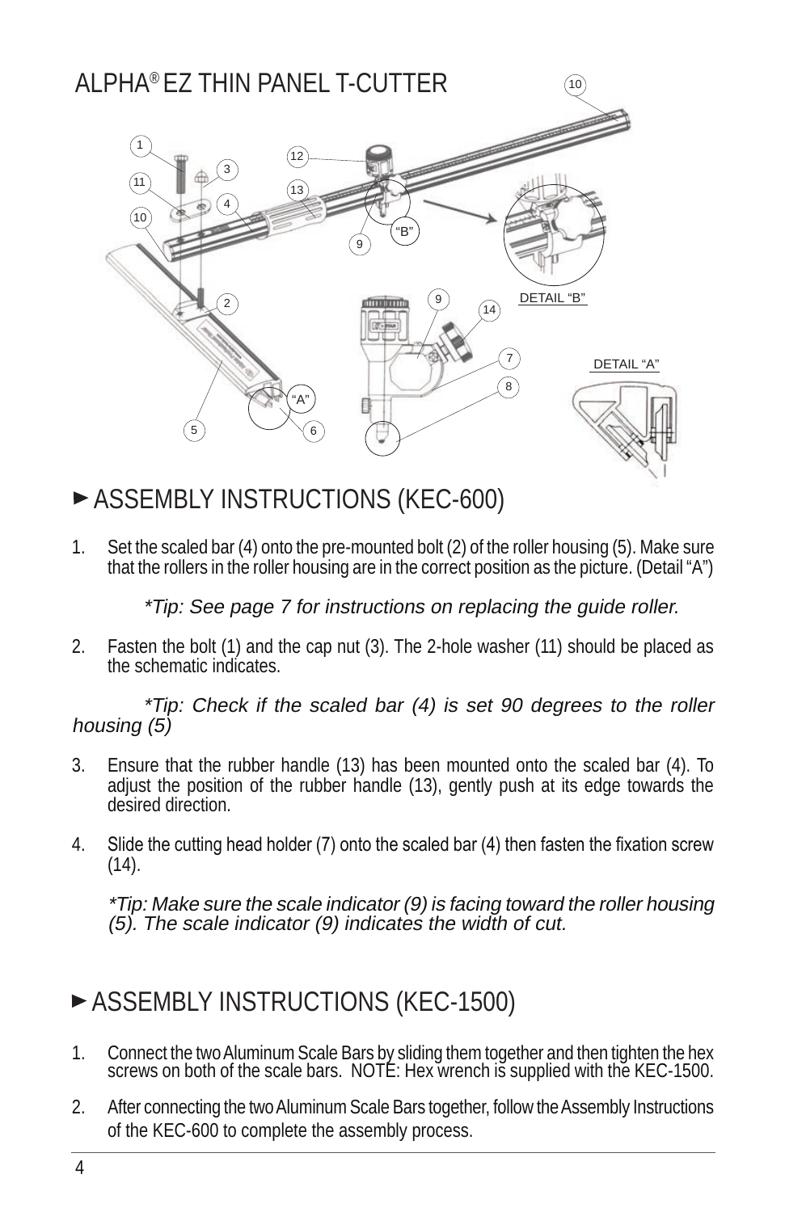# ALPHA® EZ THIN PANEL T-CUTTER

## ► ASSEMBLY INSTRUCTIONS (KEC-600)

1. Set the scaled bar (4) onto the pre-mounted bolt (2) of the roller housing (5). Make sure that the rollers in the roller housing are in the correct position as the picture. (Detail “A”)

   *\*Tip: See page 7 for instructions on replacing the guide roller.*

2. Fasten the bolt (1) and the cap nut (3). The 2-hole washer (11) should be placed as the schematic indicates.

   *\*Tip: Check if the scaled bar (4) is set 90 degrees to the roller housing (5)*

3. Ensure that the rubber handle (13) has been mounted onto the scaled bar (4). To adjust the position of the rubber handle (13), gently push at its edge towards the desired direction.

4. Slide the cutting head holder (7) onto the scaled bar (4) then fasten the fixation screw (14).

   *\*Tip: Make sure the scale indicator (9) is facing toward the roller housing (5). The scale indicator (9) indicates the width of cut.*

## ► ASSEMBLY INSTRUCTIONS (KEC-1500)

1. Connect the two Aluminum Scale Bars by sliding them together and then tighten the hex screws on both of the scale bars. NOTE: Hex wrench is supplied with the KEC-1500.

2. After connecting the two Aluminum Scale Bars together, follow the Assembly Instructions of the KEC-600 to complete the assembly process.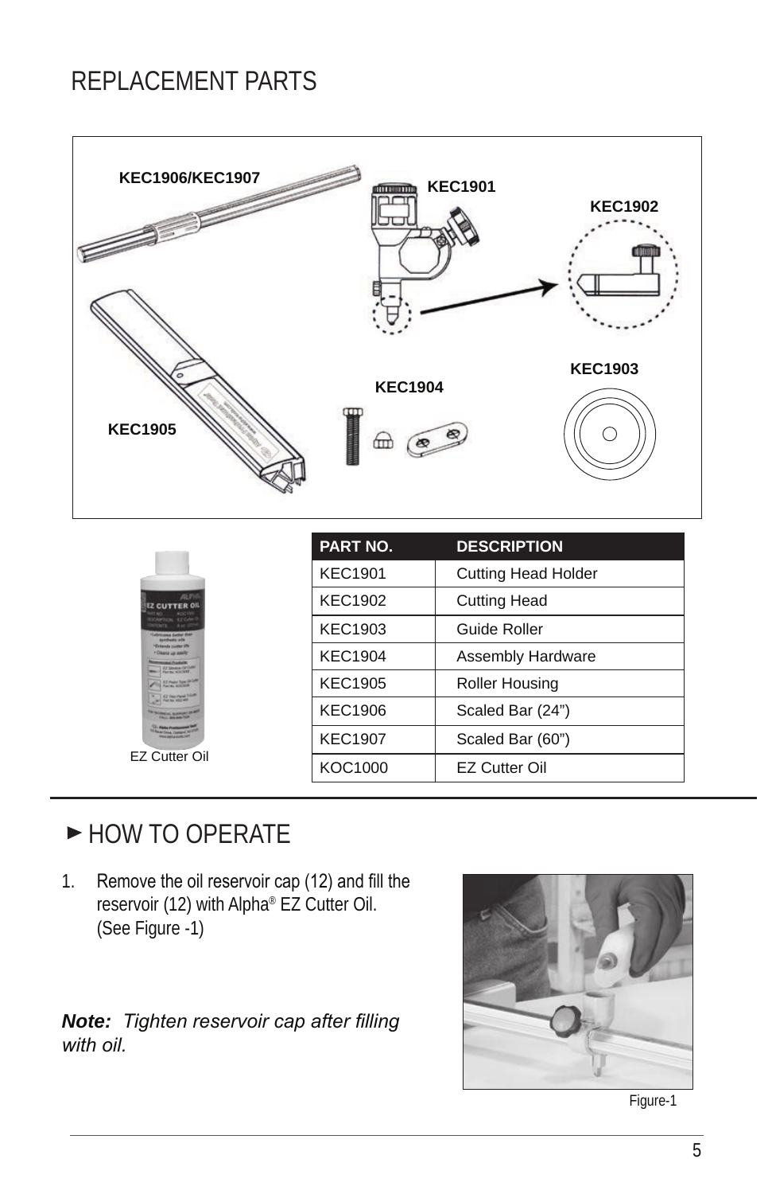# REPLACEMENT PARTS

KEC1906/KEC1907

KEC1901

KEC1902

KEC1903

KEC1904

KEC1905

EZ Cutter Oil

| PART NO. | DESCRIPTION |
|---|---|
| KEC1901 | Cutting Head Holder |
| KEC1902 | Cutting Head |
| KEC1903 | Guide Roller |
| KEC1904 | Assembly Hardware |
| KEC1905 | Roller Housing |
| KEC1906 | Scaled Bar (24") |
| KEC1907 | Scaled Bar (60") |
| KOC1000 | EZ Cutter Oil |

## ► HOW TO OPERATE

1. Remove the oil reservoir cap (12) and fill the reservoir (12) with Alpha® EZ Cutter Oil. (See Figure -1)

***Note:*** *Tighten reservoir cap after filling with oil.*

Figure-1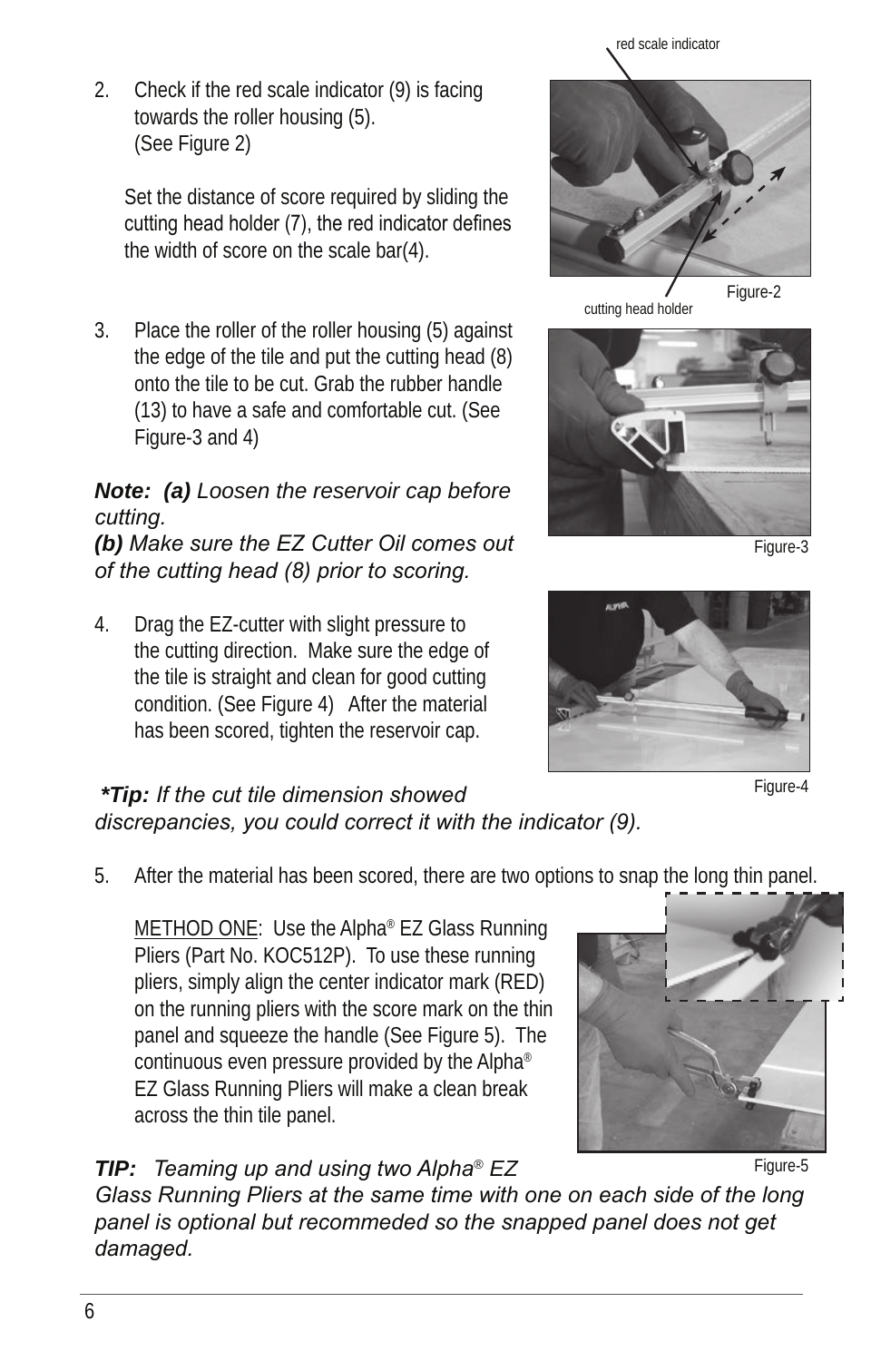2. Check if the red scale indicator (9) is facing towards the roller housing (5). (See Figure 2)

   Set the distance of score required by sliding the cutting head holder (7), the red indicator defines the width of score on the scale bar(4).

red scale indicator

cutting head holder

Figure-2

3. Place the roller of the roller housing (5) against the edge of the tile and put the cutting head (8) onto the tile to be cut. Grab the rubber handle (13) to have a safe and comfortable cut. (See Figure-3 and 4)

Figure-3

***Note:* *(a)* *Loosen the reservoir cap before cutting.***
***(b)*** *Make sure the EZ Cutter Oil comes out of the cutting head (8) prior to scoring.*

4. Drag the EZ-cutter with slight pressure to the cutting direction. Make sure the edge of the tile is straight and clean for good cutting condition. (See Figure 4) After the material has been scored, tighten the reservoir cap.

Figure-4

***\*Tip:*** *If the cut tile dimension showed discrepancies, you could correct it with the indicator (9).*

5. After the material has been scored, there are two options to snap the long thin panel.

   METHOD ONE: Use the Alpha® EZ Glass Running Pliers (Part No. KOC512P). To use these running pliers, simply align the center indicator mark (RED) on the running pliers with the score mark on the thin panel and squeeze the handle (See Figure 5). The continuous even pressure provided by the Alpha® EZ Glass Running Pliers will make a clean break across the thin tile panel.

Figure-5

***TIP:*** *Teaming up and using two Alpha® EZ Glass Running Pliers at the same time with one on each side of the long panel is optional but recommeded so the snapped panel does not get damaged.*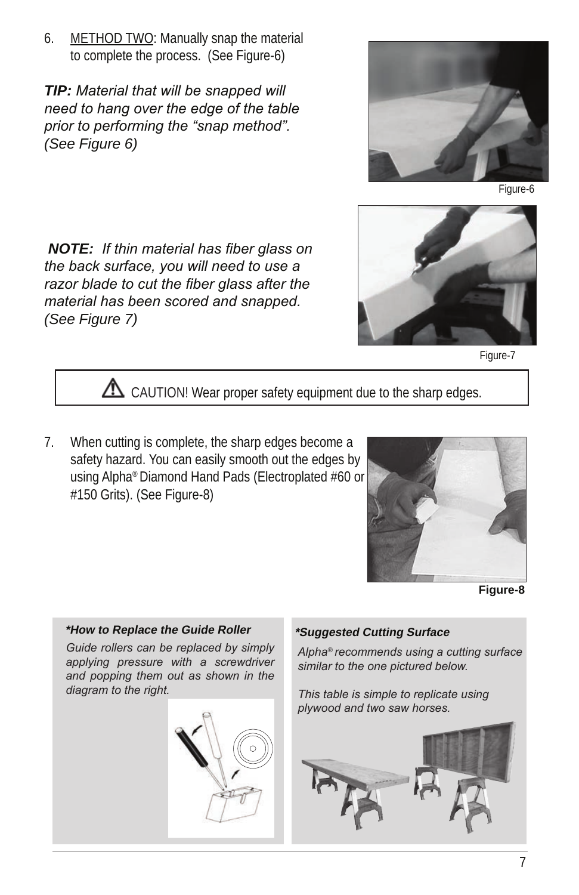6. METHOD TWO: Manually snap the material to complete the process. (See Figure-6)

***TIP:*** *Material that will be snapped will need to hang over the edge of the table prior to performing the "snap method". (See Figure 6)*

Figure-6

***NOTE:*** *If thin material has fiber glass on the back surface, you will need to use a razor blade to cut the fiber glass after the material has been scored and snapped. (See Figure 7)*

Figure-7

⚠ CAUTION! Wear proper safety equipment due to the sharp edges.

7. When cutting is complete, the sharp edges become a safety hazard. You can easily smooth out the edges by using Alpha® Diamond Hand Pads (Electroplated #60 or #150 Grits). (See Figure-8)

**Figure-8**

***\*How to Replace the Guide Roller***

*Guide rollers can be replaced by simply applying pressure with a screwdriver and popping them out as shown in the diagram to the right.*

***\*Suggested Cutting Surface***

*Alpha® recommends using a cutting surface similar to the one pictured below.*

*This table is simple to replicate using plywood and two saw horses.*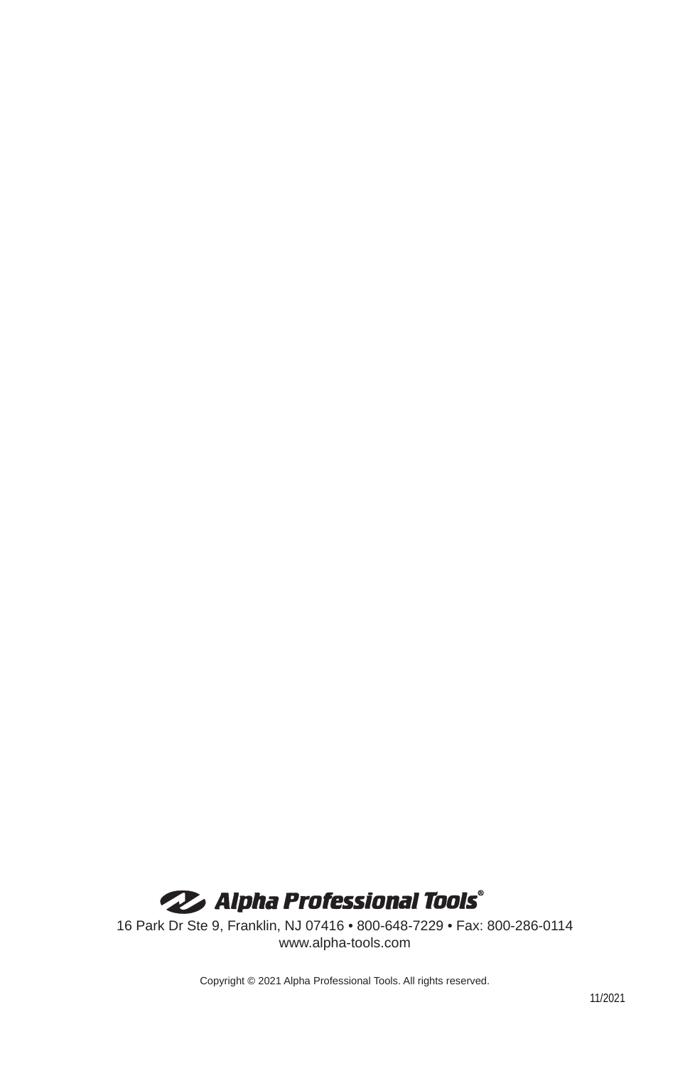**Alpha Professional Tools®**

16 Park Dr Ste 9, Franklin, NJ 07416 • 800-648-7229 • Fax: 800-286-0114
www.alpha-tools.com

Copyright © 2021 Alpha Professional Tools. All rights reserved.

11/2021